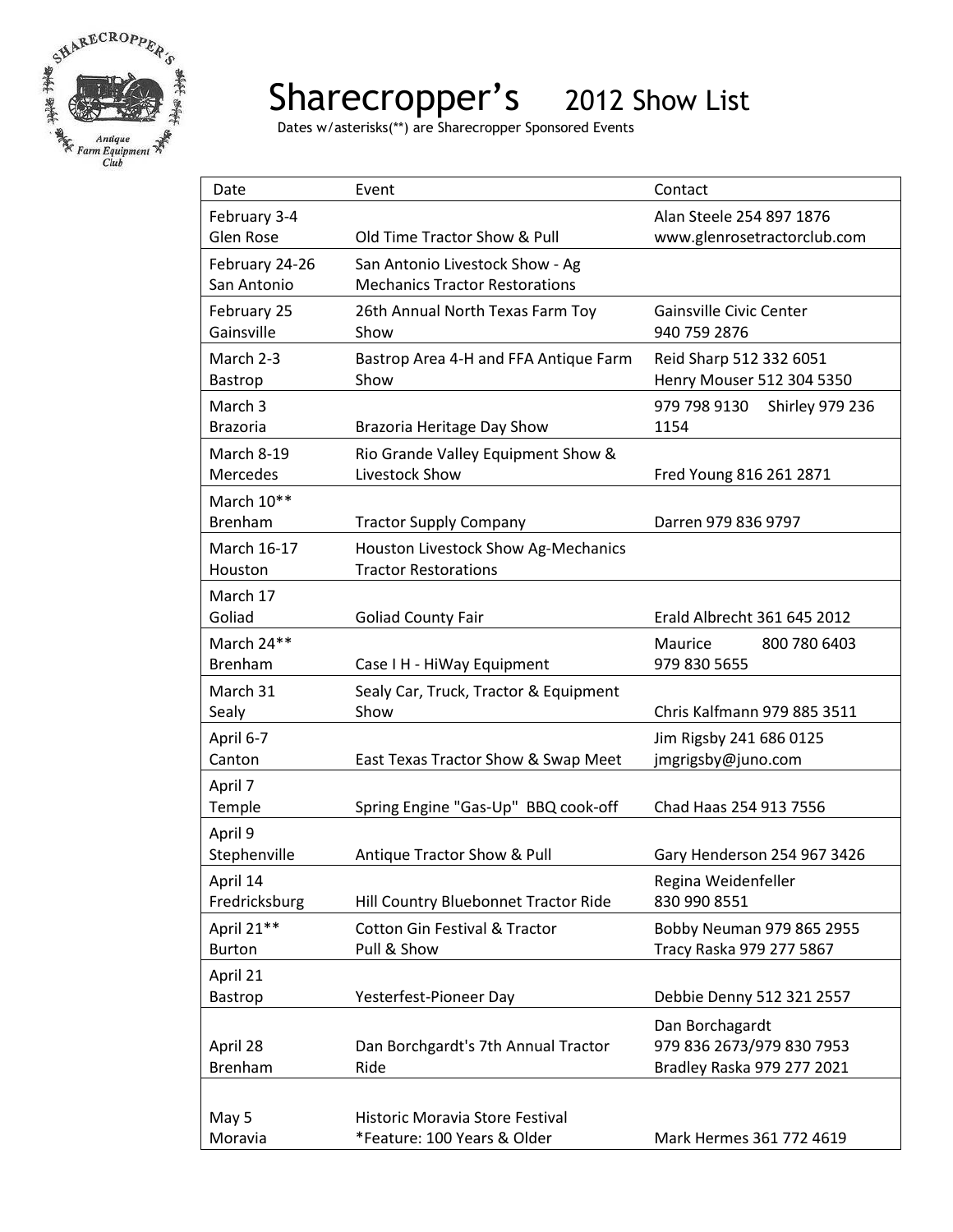# Sharecropper's 2012 Show List

Dates w/asterisks(**) are Sharecropper Sponsored Events

| Date | Event | Contact |
|---|---|---|
| February 3-4<br>Glen Rose | Old Time Tractor Show & Pull | Alan Steele 254 897 1876<br>www.glenrosetractorclub.com |
| February 24-26<br>San Antonio | San Antonio Livestock Show - Ag Mechanics Tractor Restorations | |
| February 25<br>Gainsville | 26th Annual North Texas Farm Toy Show | Gainsville Civic Center<br>940 759 2876 |
| March 2-3<br>Bastrop | Bastrop Area 4-H and FFA Antique Farm Show | Reid Sharp 512 332 6051<br>Henry Mouser 512 304 5350 |
| March 3<br>Brazoria | Brazoria Heritage Day Show | 979 798 9130 Shirley 979 236 1154 |
| March 8-19<br>Mercedes | Rio Grande Valley Equipment Show & Livestock Show | Fred Young 816 261 2871 |
| March 10**<br>Brenham | Tractor Supply Company | Darren 979 836 9797 |
| March 16-17<br>Houston | Houston Livestock Show Ag-Mechanics Tractor Restorations | |
| March 17<br>Goliad | Goliad County Fair | Erald Albrecht 361 645 2012 |
| March 24**<br>Brenham | Case I H - HiWay Equipment | Maurice 800 780 6403<br>979 830 5655 |
| March 31<br>Sealy | Sealy Car, Truck, Tractor & Equipment Show | Chris Kalfmann 979 885 3511 |
| April 6-7<br>Canton | East Texas Tractor Show & Swap Meet | Jim Rigsby 241 686 0125<br>jmgrigsby@juno.com |
| April 7<br>Temple | Spring Engine "Gas-Up" BBQ cook-off | Chad Haas 254 913 7556 |
| April 9<br>Stephenville | Antique Tractor Show & Pull | Gary Henderson 254 967 3426 |
| April 14<br>Fredricksburg | Hill Country Bluebonnet Tractor Ride | Regina Weidenfeller<br>830 990 8551 |
| April 21**<br>Burton | Cotton Gin Festival & Tractor Pull & Show | Bobby Neuman 979 865 2955<br>Tracy Raska 979 277 5867 |
| April 21<br>Bastrop | Yesterfest-Pioneer Day | Debbie Denny 512 321 2557 |
| April 28<br>Brenham | Dan Borchgardt's 7th Annual Tractor Ride | Dan Borchagardt<br>979 836 2673/979 830 7953<br>Bradley Raska 979 277 2021 |
| May 5<br>Moravia | Historic Moravia Store Festival<br>*Feature: 100 Years & Older | Mark Hermes 361 772 4619 |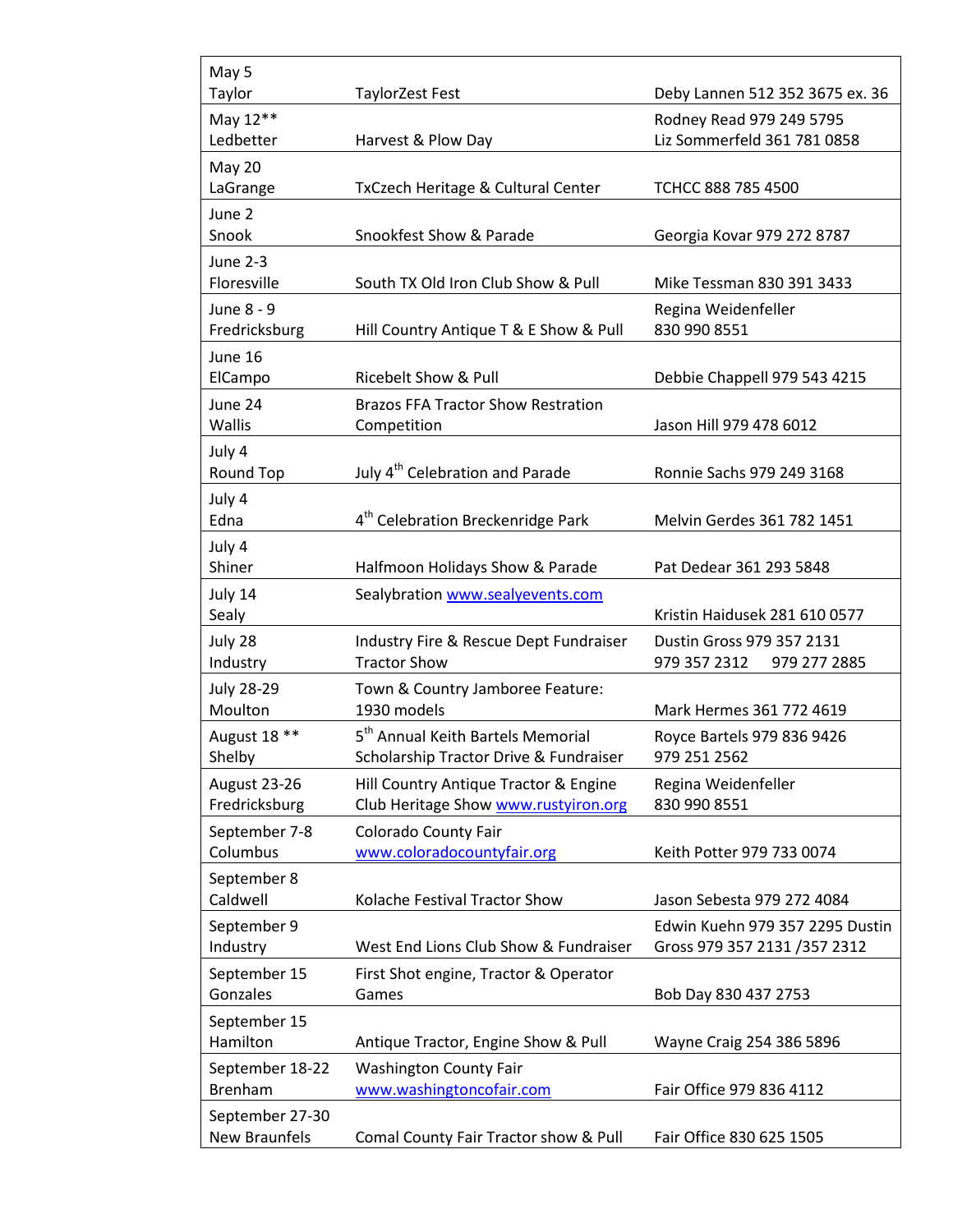| | | |
|---|---|---|
| May 5<br>Taylor | TaylorZest Fest | Deby Lannen 512 352 3675 ex. 36 |
| May 12**<br>Ledbetter | Harvest & Plow Day | Rodney Read 979 249 5795<br>Liz Sommerfeld 361 781 0858 |
| May 20<br>LaGrange | TxCzech Heritage & Cultural Center | TCHCC 888 785 4500 |
| June 2<br>Snook | Snookfest Show & Parade | Georgia Kovar 979 272 8787 |
| June 2-3<br>Floresville | South TX Old Iron Club Show & Pull | Mike Tessman 830 391 3433 |
| June 8 - 9<br>Fredricksburg | Hill Country Antique T & E Show & Pull | Regina Weidenfeller<br>830 990 8551 |
| June 16<br>ElCampo | Ricebelt Show & Pull | Debbie Chappell 979 543 4215 |
| June 24<br>Wallis | Brazos FFA Tractor Show Restration Competition | Jason Hill 979 478 6012 |
| July 4<br>Round Top | July 4th Celebration and Parade | Ronnie Sachs 979 249 3168 |
| July 4<br>Edna | 4th Celebration Breckenridge Park | Melvin Gerdes 361 782 1451 |
| July 4<br>Shiner | Halfmoon Holidays Show & Parade | Pat Dedear 361 293 5848 |
| July 14<br>Sealy | Sealybration www.sealyevents.com | Kristin Haidusek 281 610 0577 |
| July 28<br>Industry | Industry Fire & Rescue Dept Fundraiser Tractor Show | Dustin Gross 979 357 2131<br>979 357 2312 979 277 2885 |
| July 28-29<br>Moulton | Town & Country Jamboree Feature: 1930 models | Mark Hermes 361 772 4619 |
| August 18 **<br>Shelby | 5th Annual Keith Bartels Memorial Scholarship Tractor Drive & Fundraiser | Royce Bartels 979 836 9426<br>979 251 2562 |
| August 23-26<br>Fredricksburg | Hill Country Antique Tractor & Engine Club Heritage Show www.rustyiron.org | Regina Weidenfeller<br>830 990 8551 |
| September 7-8<br>Columbus | Colorado County Fair<br>www.coloradocountyfair.org | Keith Potter 979 733 0074 |
| September 8<br>Caldwell | Kolache Festival Tractor Show | Jason Sebesta 979 272 4084 |
| September 9<br>Industry | West End Lions Club Show & Fundraiser | Edwin Kuehn 979 357 2295 Dustin Gross 979 357 2131 /357 2312 |
| September 15<br>Gonzales | First Shot engine, Tractor & Operator Games | Bob Day 830 437 2753 |
| September 15<br>Hamilton | Antique Tractor, Engine Show & Pull | Wayne Craig 254 386 5896 |
| September 18-22<br>Brenham | Washington County Fair<br>www.washingtoncofair.com | Fair Office 979 836 4112 |
| September 27-30<br>New Braunfels | Comal County Fair Tractor show & Pull | Fair Office 830 625 1505 |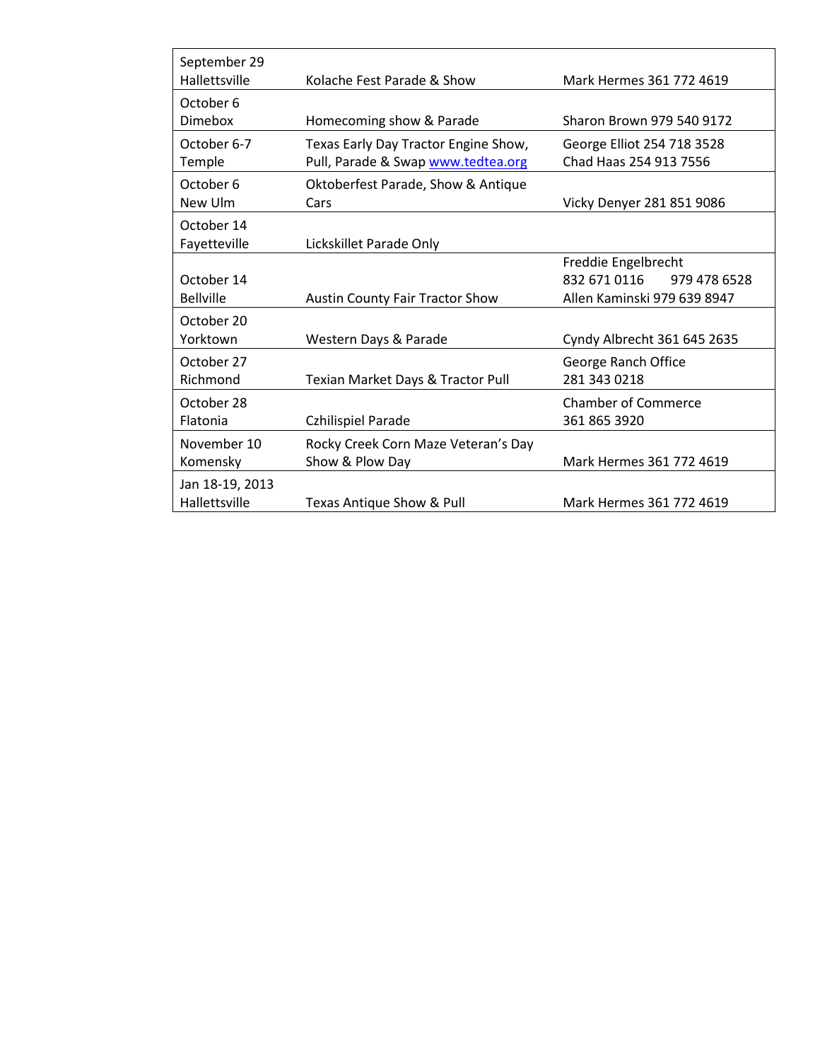| | | |
|---|---|---|
| September 29<br>Hallettsville | Kolache Fest Parade & Show | Mark Hermes 361 772 4619 |
| October 6<br>Dimebox | Homecoming show & Parade | Sharon Brown 979 540 9172 |
| October 6-7<br>Temple | Texas Early Day Tractor Engine Show, Pull, Parade & Swap www.tedtea.org | George Elliot 254 718 3528<br>Chad Haas 254 913 7556 |
| October 6<br>New Ulm | Oktoberfest Parade, Show & Antique Cars | Vicky Denyer 281 851 9086 |
| October 14<br>Fayetteville | Lickskillet Parade Only | |
| October 14<br>Bellville | Austin County Fair Tractor Show | Freddie Engelbrecht<br>832 671 0116 979 478 6528<br>Allen Kaminski 979 639 8947 |
| October 20<br>Yorktown | Western Days & Parade | Cyndy Albrecht 361 645 2635 |
| October 27<br>Richmond | Texian Market Days & Tractor Pull | George Ranch Office<br>281 343 0218 |
| October 28<br>Flatonia | Czhilispiel Parade | Chamber of Commerce<br>361 865 3920 |
| November 10<br>Komensky | Rocky Creek Corn Maze Veteran's Day Show & Plow Day | Mark Hermes 361 772 4619 |
| Jan 18-19, 2013<br>Hallettsville | Texas Antique Show & Pull | Mark Hermes 361 772 4619 |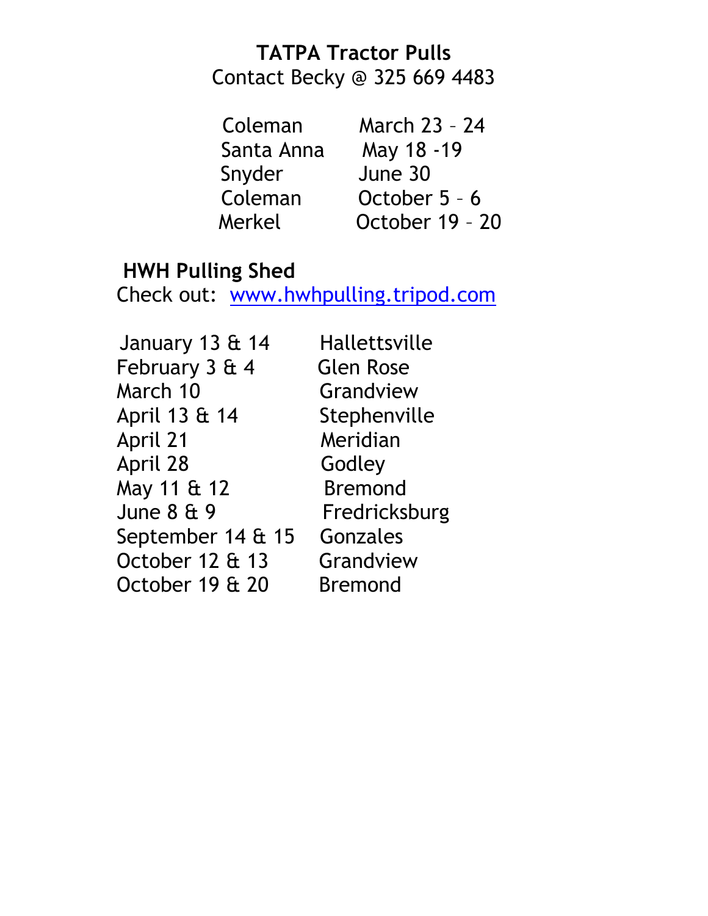## TATPA Tractor Pulls

Contact Becky @ 325 669 4483

| | |
|---|---|
| Coleman | March 23 – 24 |
| Santa Anna | May 18 -19 |
| Snyder | June 30 |
| Coleman | October 5 – 6 |
| Merkel | October 19 – 20 |

## HWH Pulling Shed

Check out: [www.hwhpulling.tripod.com](http://www.hwhpulling.tripod.com)

| | |
|---|---|
| January 13 & 14 | Hallettsville |
| February 3 & 4 | Glen Rose |
| March 10 | Grandview |
| April 13 & 14 | Stephenville |
| April 21 | Meridian |
| April 28 | Godley |
| May 11 & 12 | Bremond |
| June 8 & 9 | Fredricksburg |
| September 14 & 15 | Gonzales |
| October 12 & 13 | Grandview |
| October 19 & 20 | Bremond |